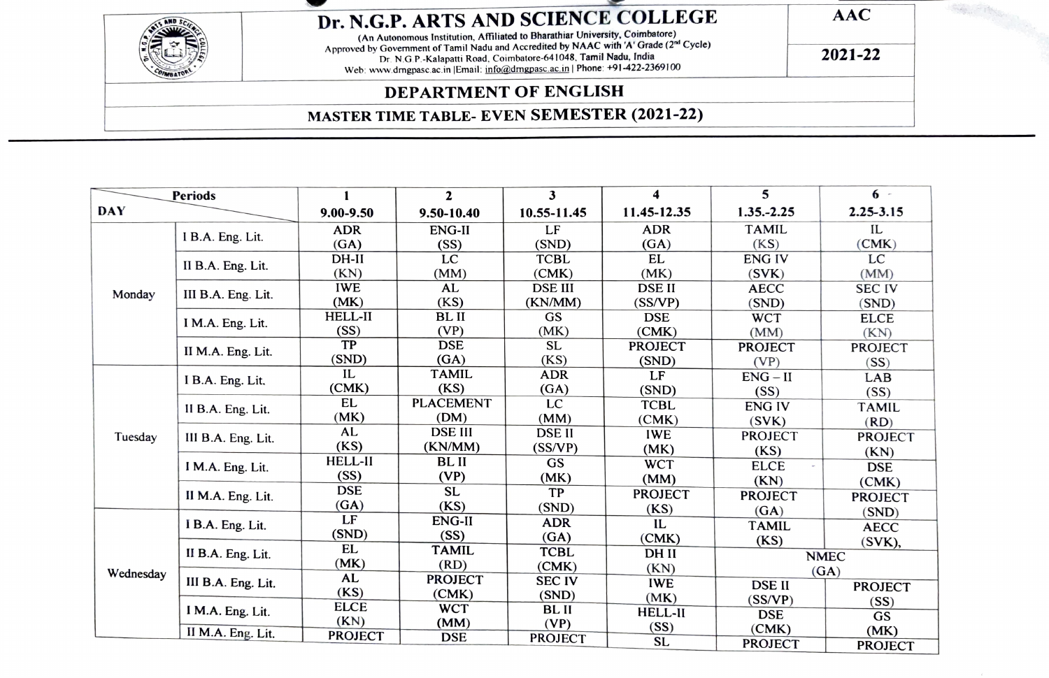# Dr. N.G.P. ARTS AND SCIENCE COLLEGE

(An Autonomous Institution, Affiliated to Bharathiar University, Coimbatore)
Approved by Government of Tamil Nadu and Accredited by NAAC with 'A' Grade (2nd Cycle)
Dr. N.G.P.-Kalapatti Road, Coimbatore-641048, Tamil Nadu, India
Web: www.drngpasc.ac.in |Email: info@drngpasc.ac.in | Phone: +91-422-2369100

AAC

2021-22

## DEPARTMENT OF ENGLISH

### MASTER TIME TABLE- EVEN SEMESTER (2021-22)

| DAY | Periods | 1<br>9.00-9.50 | 2<br>9.50-10.40 | 3<br>10.55-11.45 | 4<br>11.45-12.35 | 5<br>1.35.-2.25 | 6<br>2.25-3.15 |
|---|---|---|---|---|---|---|---|
| Monday | I B.A. Eng. Lit. | ADR (GA) | ENG-II (SS) | LF (SND) | ADR (GA) | TAMIL (KS) | IL (CMK) |
| | II B.A. Eng. Lit. | DH-II (KN) | LC (MM) | TCBL (CMK) | EL (MK) | ENG IV (SVK) | LC (MM) |
| | III B.A. Eng. Lit. | IWE (MK) | AL (KS) | DSE III (KN/MM) | DSE II (SS/VP) | AECC (SND) | SEC IV (SND) |
| | I M.A. Eng. Lit. | HELL-II (SS) | BL II (VP) | GS (MK) | DSE (CMK) | WCT (MM) | ELCE (KN) |
| | II M.A. Eng. Lit. | TP (SND) | DSE (GA) | SL (KS) | PROJECT (SND) | PROJECT (VP) | PROJECT (SS) |
| Tuesday | I B.A. Eng. Lit. | IL (CMK) | TAMIL (KS) | ADR (GA) | LF (SND) | ENG – II (SS) | LAB (SS) |
| | II B.A. Eng. Lit. | EL (MK) | PLACEMENT (DM) | LC (MM) | TCBL (CMK) | ENG IV (SVK) | TAMIL (RD) |
| | III B.A. Eng. Lit. | AL (KS) | DSE III (KN/MM) | DSE II (SS/VP) | IWE (MK) | PROJECT (KS) | PROJECT (KN) |
| | I M.A. Eng. Lit. | HELL-II (SS) | BL II (VP) | GS (MK) | WCT (MM) | ELCE (KN) | DSE (CMK) |
| | II M.A. Eng. Lit. | DSE (GA) | SL (KS) | TP (SND) | PROJECT (KS) | PROJECT (GA) | PROJECT (SND) |
| Wednesday | I B.A. Eng. Lit. | LF (SND) | ENG-II (SS) | ADR (GA) | IL (CMK) | TAMIL (KS) | AECC (SVK), |
| | II B.A. Eng. Lit. | EL (MK) | TAMIL (RD) | TCBL (CMK) | DH II (KN) | NMEC (GA) | |
| | III B.A. Eng. Lit. | AL (KS) | PROJECT (CMK) | SEC IV (SND) | IWE (MK) | DSE II (SS/VP) | PROJECT (SS) |
| | I M.A. Eng. Lit. | ELCE (KN) | WCT (MM) | BL II (VP) | HELL-II (SS) | DSE (CMK) | GS (MK) |
| | II M.A. Eng. Lit. | PROJECT | DSE | PROJECT | SL | PROJECT | PROJECT |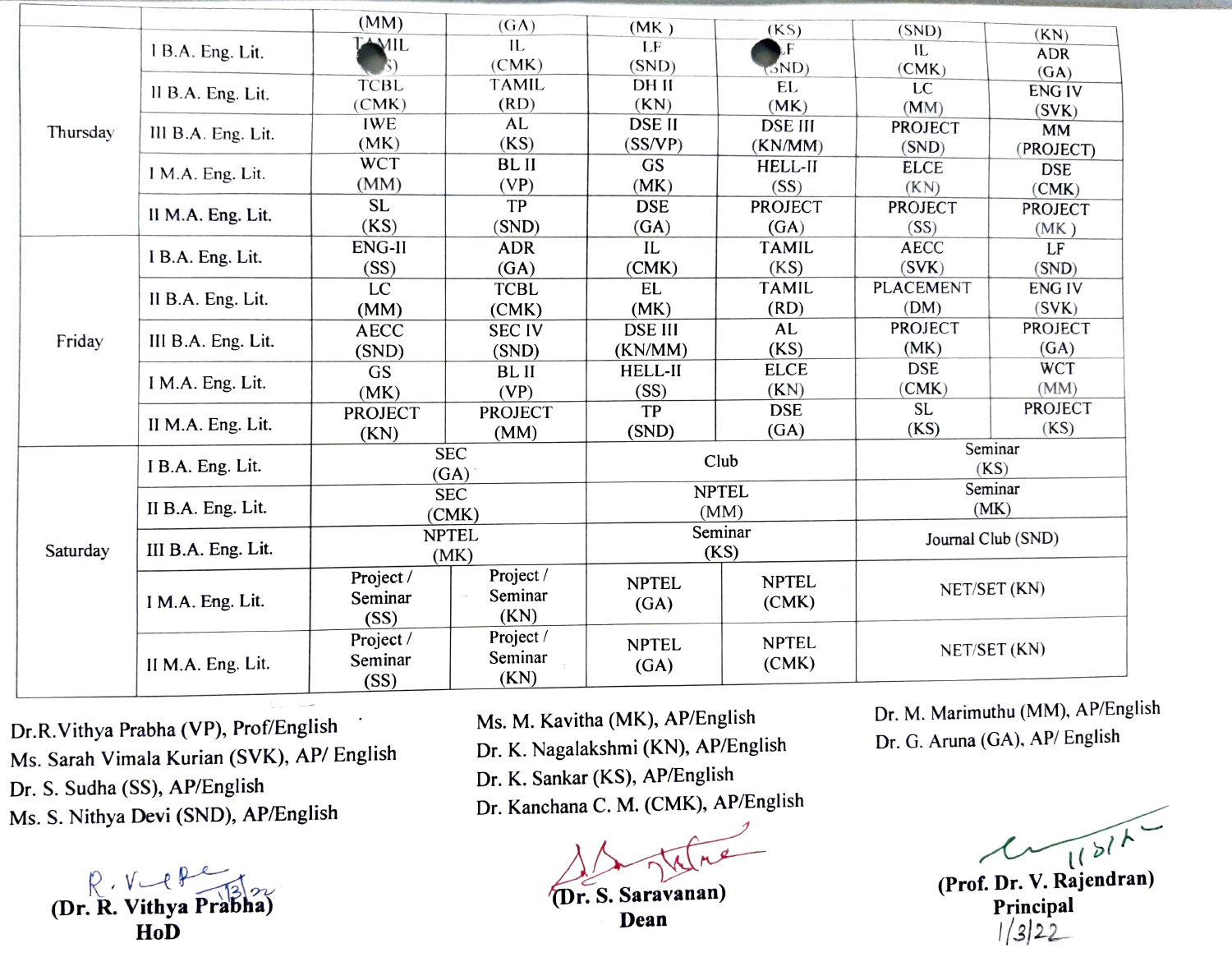| | | | | | | | |
|---|---|---|---|---|---|---|---|
| | | (MM) | (GA) | (MK) | (KS) | (SND) | (KN) |
| Thursday | I B.A. Eng. Lit. | TAMIL (KS) | IL (CMK) | LF (SND) | LF (SND) | IL (CMK) | ADR (GA) |
| | II B.A. Eng. Lit. | TCBL (CMK) | TAMIL (RD) | DH II (KN) | EL (MK) | LC (MM) | ENG IV (SVK) |
| | III B.A. Eng. Lit. | IWE (MK) | AL (KS) | DSE II (SS/VP) | DSE III (KN/MM) | PROJECT (SND) | MM (PROJECT) |
| | I M.A. Eng. Lit. | WCT (MM) | BL II (VP) | GS (MK) | HELL-II (SS) | ELCE (KN) | DSE (CMK) |
| | II M.A. Eng. Lit. | SL (KS) | TP (SND) | DSE (GA) | PROJECT (GA) | PROJECT (SS) | PROJECT (MK) |
| Friday | I B.A. Eng. Lit. | ENG-II (SS) | ADR (GA) | IL (CMK) | TAMIL (KS) | AECC (SVK) | LF (SND) |
| | II B.A. Eng. Lit. | LC (MM) | TCBL (CMK) | EL (MK) | TAMIL (RD) | PLACEMENT (DM) | ENG IV (SVK) |
| | III B.A. Eng. Lit. | AECC (SND) | SEC IV (SND) | DSE III (KN/MM) | AL (KS) | PROJECT (MK) | PROJECT (GA) |
| | I M.A. Eng. Lit. | GS (MK) | BL II (VP) | HELL-II (SS) | ELCE (KN) | DSE (CMK) | WCT (MM) |
| | II M.A. Eng. Lit. | PROJECT (KN) | PROJECT (MM) | TP (SND) | DSE (GA) | SL (KS) | PROJECT (KS) |
| Saturday | I B.A. Eng. Lit. | SEC (GA) | | Club | | Seminar (KS) | |
| | II B.A. Eng. Lit. | SEC (CMK) | | NPTEL (MM) | | Seminar (MK) | |
| | III B.A. Eng. Lit. | NPTEL (MK) | | Seminar (KS) | | Journal Club (SND) | |
| | I M.A. Eng. Lit. | Project / Seminar (SS) | Project / Seminar (KN) | NPTEL (GA) | NPTEL (CMK) | NET/SET (KN) | |
| | II M.A. Eng. Lit. | Project / Seminar (SS) | Project / Seminar (KN) | NPTEL (GA) | NPTEL (CMK) | NET/SET (KN) | |

Dr.R.Vithya Prabha (VP), Prof/English
Ms. Sarah Vimala Kurian (SVK), AP/ English
Dr. S. Sudha (SS), AP/English
Ms. S. Nithya Devi (SND), AP/English

Ms. M. Kavitha (MK), AP/English
Dr. K. Nagalakshmi (KN), AP/English
Dr. K. Sankar (KS), AP/English
Dr. Kanchana C. M. (CMK), AP/English

Dr. M. Marimuthu (MM), AP/English
Dr. G. Aruna (GA), AP/ English

R. Vithya Prabha 1/3/22
**(Dr. R. Vithya Prabha)**
**HoD**

**(Dr. S. Saravanan)**
**Dean**

1/3/22
**(Prof. Dr. V. Rajendran)**
**Principal**
1/3/22